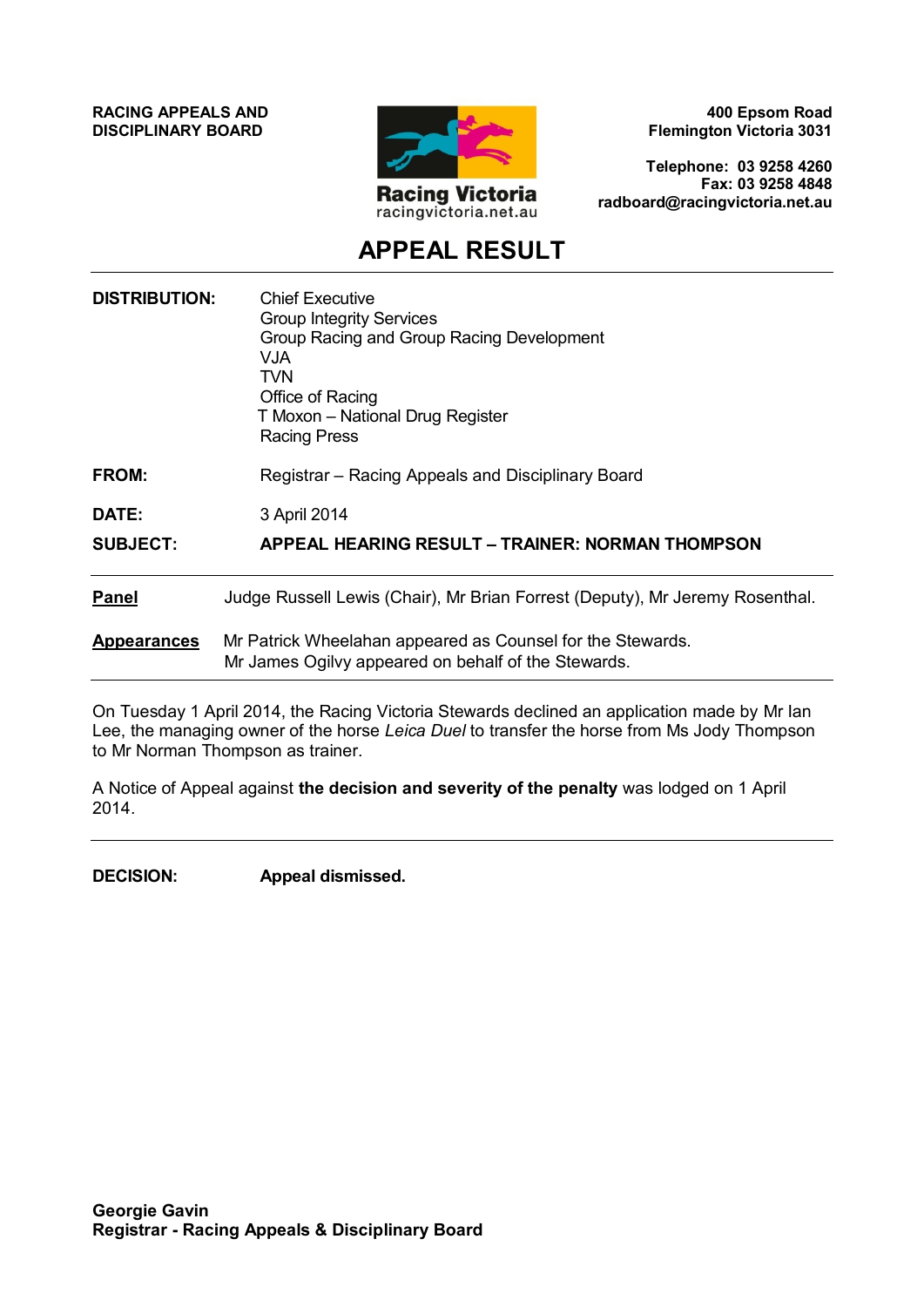**RACING APPEALS AND DISCIPLINARY BOARD**

Racing Victoria
racingvictoria.net.au

**400 Epsom Road**
**Flemington Victoria 3031**

**Telephone: 03 9258 4260**
**Fax: 03 9258 4848**
**radboard@racingvictoria.net.au**

# APPEAL RESULT

**DISTRIBUTION:** Chief Executive
Group Integrity Services
Group Racing and Group Racing Development
VJA
TVN
Office of Racing
T Moxon – National Drug Register
Racing Press

**FROM:** Registrar – Racing Appeals and Disciplinary Board

**DATE:** 3 April 2014

**SUBJECT:** **APPEAL HEARING RESULT – TRAINER: NORMAN THOMPSON**

---

**Panel** Judge Russell Lewis (Chair), Mr Brian Forrest (Deputy), Mr Jeremy Rosenthal.

**Appearances** Mr Patrick Wheelahan appeared as Counsel for the Stewards.
Mr James Ogilvy appeared on behalf of the Stewards.

---

On Tuesday 1 April 2014, the Racing Victoria Stewards declined an application made by Mr Ian Lee, the managing owner of the horse *Leica Duel* to transfer the horse from Ms Jody Thompson to Mr Norman Thompson as trainer.

A Notice of Appeal against **the decision and severity of the penalty** was lodged on 1 April 2014.

---

**DECISION:** **Appeal dismissed.**

**Georgie Gavin**
**Registrar - Racing Appeals & Disciplinary Board**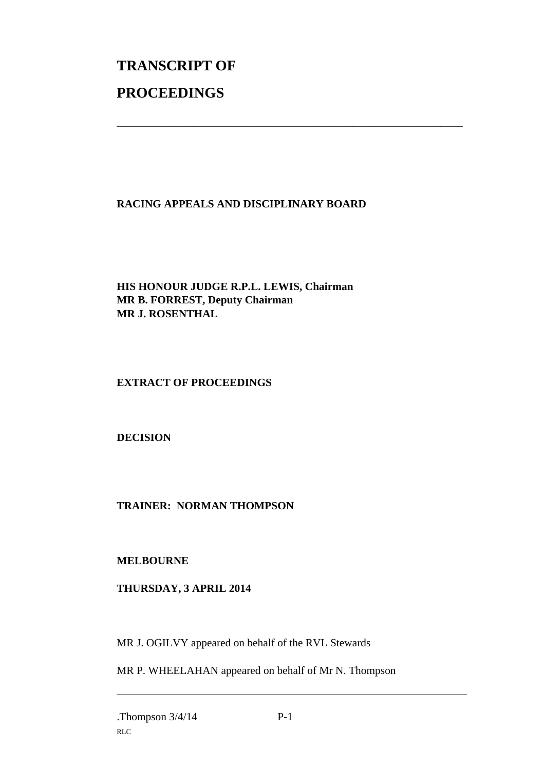# TRANSCRIPT OF PROCEEDINGS

---

**RACING APPEALS AND DISCIPLINARY BOARD**

**HIS HONOUR JUDGE R.P.L. LEWIS, Chairman**
**MR B. FORREST, Deputy Chairman**
**MR J. ROSENTHAL**

**EXTRACT OF PROCEEDINGS**

**DECISION**

**TRAINER: NORMAN THOMPSON**

**MELBOURNE**

**THURSDAY, 3 APRIL 2014**

MR J. OGILVY appeared on behalf of the RVL Stewards

MR P. WHEELAHAN appeared on behalf of Mr N. Thompson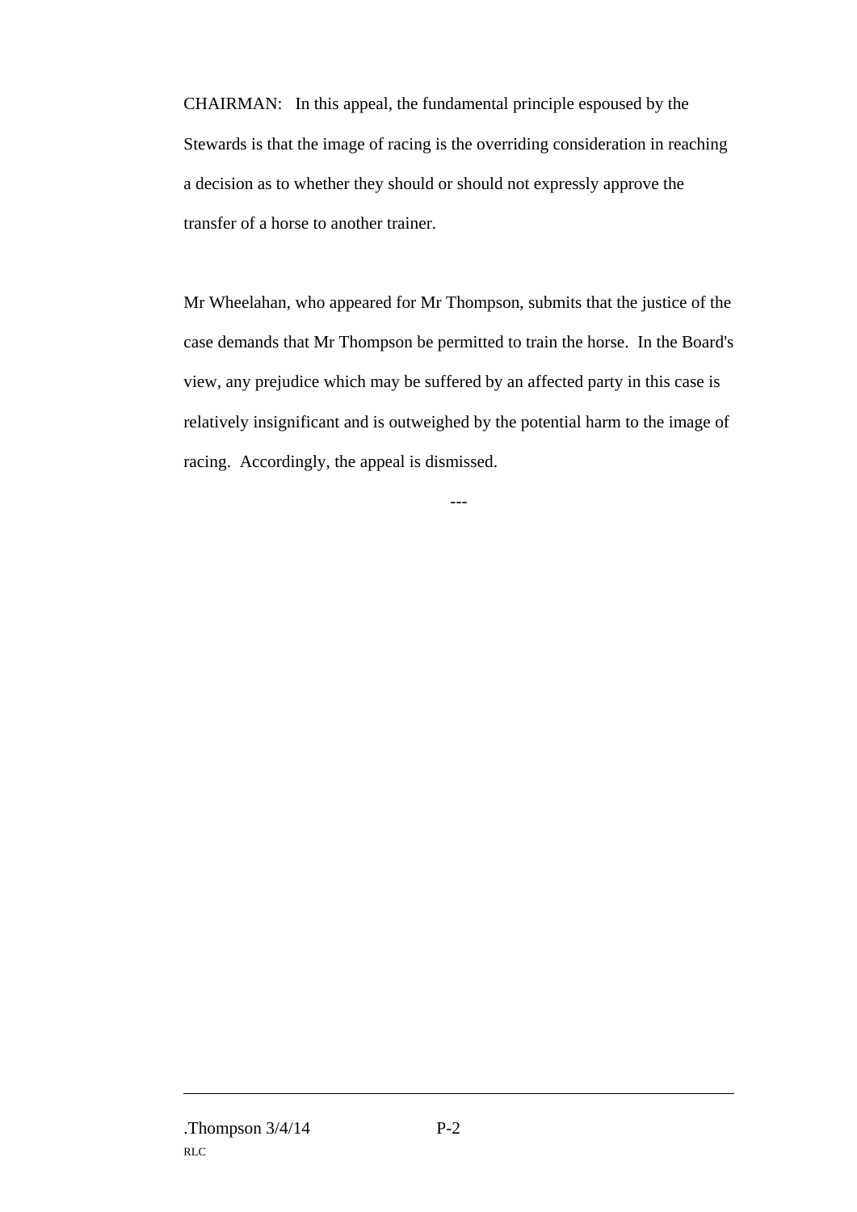CHAIRMAN: In this appeal, the fundamental principle espoused by the Stewards is that the image of racing is the overriding consideration in reaching a decision as to whether they should or should not expressly approve the transfer of a horse to another trainer.

Mr Wheelahan, who appeared for Mr Thompson, submits that the justice of the case demands that Mr Thompson be permitted to train the horse. In the Board's view, any prejudice which may be suffered by an affected party in this case is relatively insignificant and is outweighed by the potential harm to the image of racing. Accordingly, the appeal is dismissed.

---